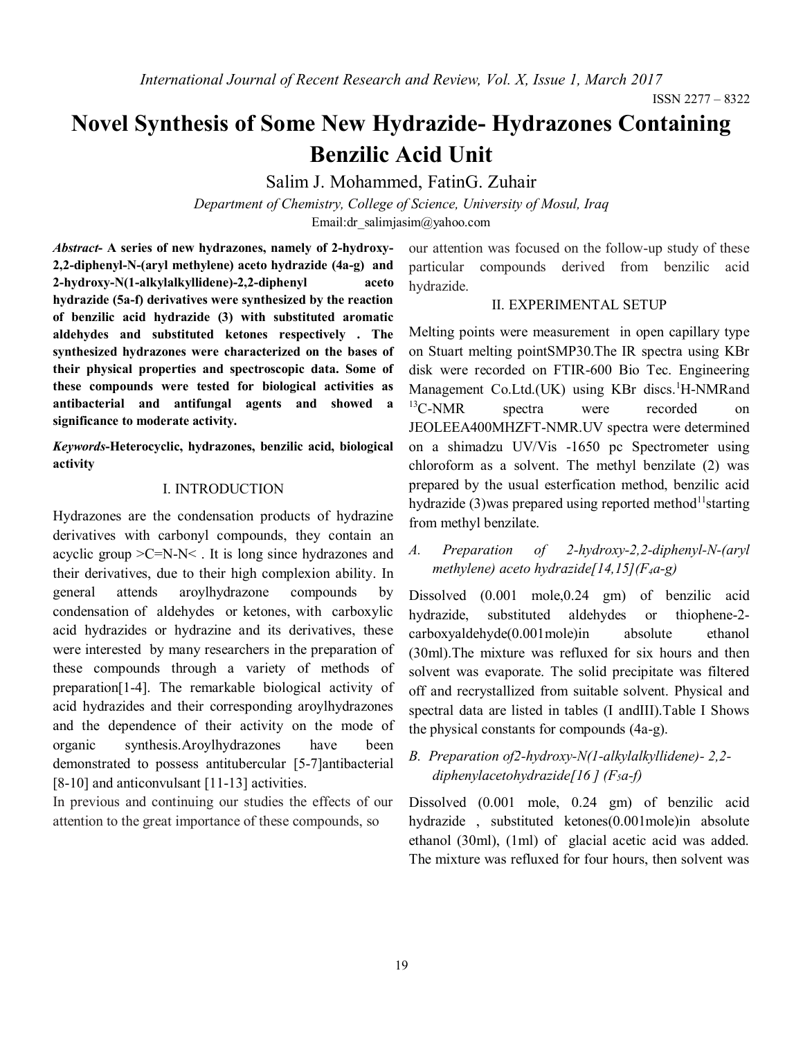# Novel Synthesis of Some New Hydrazide- Hydrazones Containing Benzilic Acid Unit

Salim J. Mohammed, FatinG. Zuhair

*Department of Chemistry, College of Science, University of Mosul, Iraq*

Email:dr_salimjasim@yahoo.com

***Abstract*- A series of new hydrazones, namely of 2-hydroxy-2,2-diphenyl-N-(aryl methylene) aceto hydrazide (4a-g) and 2-hydroxy-N(1-alkylalkyllidene)-2,2-diphenyl aceto hydrazide (5a-f) derivatives were synthesized by the reaction of benzilic acid hydrazide (3) with substituted aromatic aldehydes and substituted ketones respectively . The synthesized hydrazones were characterized on the bases of their physical properties and spectroscopic data. Some of these compounds were tested for biological activities as antibacterial and antifungal agents and showed a significance to moderate activity.**

***Keywords*-Heterocyclic, hydrazones, benzilic acid, biological activity**

## I. INTRODUCTION

Hydrazones are the condensation products of hydrazine derivatives with carbonyl compounds, they contain an acyclic group >C=N-N< . It is long since hydrazones and their derivatives, due to their high complexion ability. In general attends aroylhydrazone compounds by condensation of aldehydes or ketones, with carboxylic acid hydrazides or hydrazine and its derivatives, these were interested by many researchers in the preparation of these compounds through a variety of methods of preparation[1-4]. The remarkable biological activity of acid hydrazides and their corresponding aroylhydrazones and the dependence of their activity on the mode of organic synthesis.Aroylhydrazones have been demonstrated to possess antitubercular [5-7]antibacterial [8-10] and anticonvulsant [11-13] activities.

In previous and continuing our studies the effects of our attention to the great importance of these compounds, so our attention was focused on the follow-up study of these particular compounds derived from benzilic acid hydrazide.

## II. EXPERIMENTAL SETUP

Melting points were measurement in open capillary type on Stuart melting pointSMP30.The IR spectra using KBr disk were recorded on FTIR-600 Bio Tec. Engineering Management Co.Ltd.(UK) using KBr discs.[1]H-NMRand [13]C-NMR spectra were recorded on JEOLEEA400MHZFT-NMR.UV spectra were determined on a shimadzu UV/Vis -1650 pc Spectrometer using chloroform as a solvent. The methyl benzilate (2) was prepared by the usual esterfication method, benzilic acid hydrazide (3)was prepared using reported method[11]starting from methyl benzilate.

### *A. Preparation of 2-hydroxy-2,2-diphenyl-N-(aryl methylene) aceto hydrazide[14,15]($F_4$a-g)*

Dissolved (0.001 mole,0.24 gm) of benzilic acid hydrazide, substituted aldehydes or thiophene-2-carboxyaldehyde(0.001mole)in absolute ethanol (30ml).The mixture was refluxed for six hours and then solvent was evaporate. The solid precipitate was filtered off and recrystallized from suitable solvent. Physical and spectral data are listed in tables (I andIII).Table I Shows the physical constants for compounds (4a-g).

### *B. Preparation of2-hydroxy-N(1-alkylalkyllidene)- 2,2-diphenylacetohydrazide[16 ] ($F_5$a-f)*

Dissolved (0.001 mole, 0.24 gm) of benzilic acid hydrazide , substituted ketones(0.001mole)in absolute ethanol (30ml), (1ml) of glacial acetic acid was added. The mixture was refluxed for four hours, then solvent was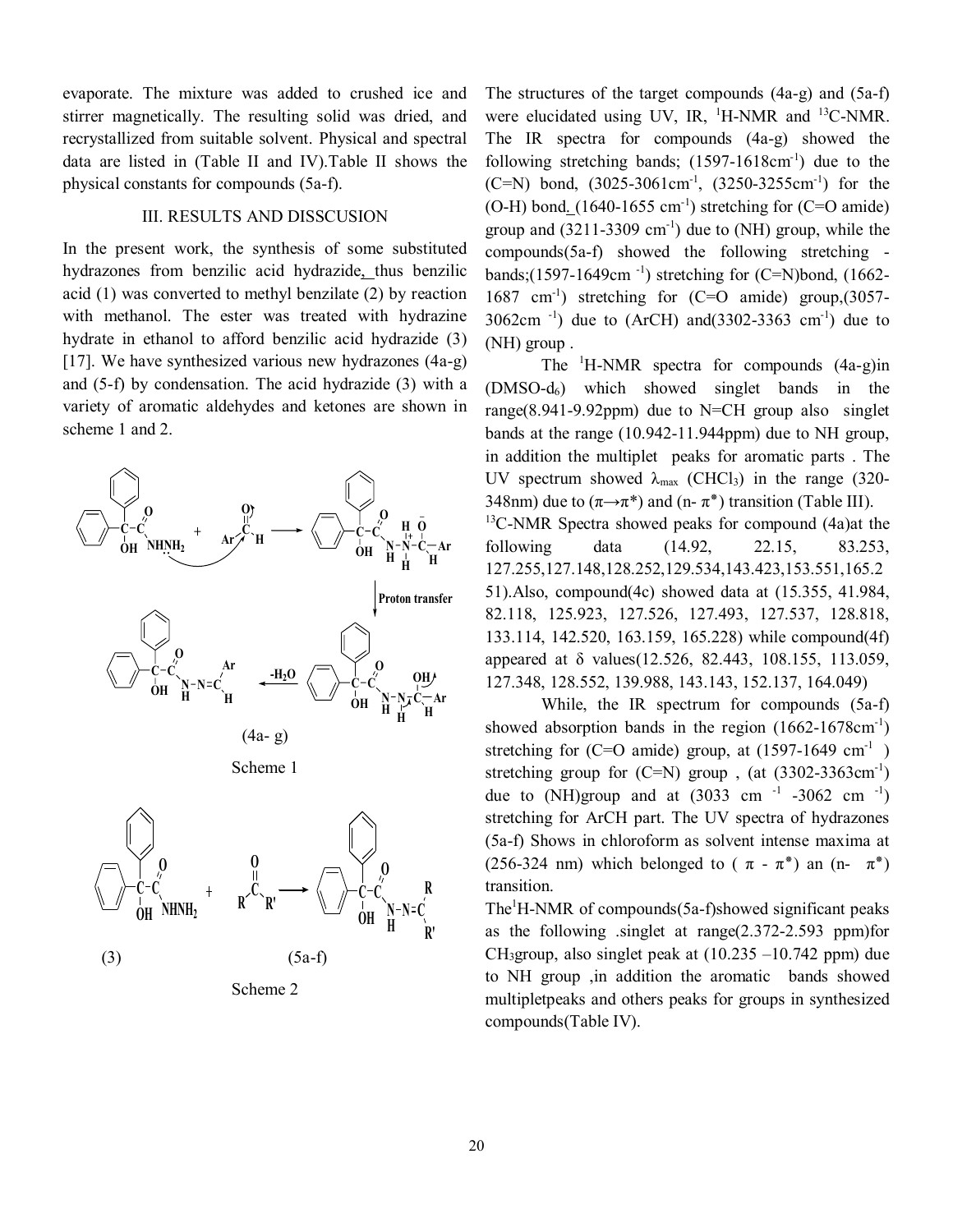evaporate. The mixture was added to crushed ice and stirrer magnetically. The resulting solid was dried, and recrystallized from suitable solvent. Physical and spectral data are listed in (Table II and IV).Table II shows the physical constants for compounds (5a-f).

## III. RESULTS AND DISSCUSION

In the present work, the synthesis of some substituted hydrazones from benzilic acid hydrazide, thus benzilic acid (1) was converted to methyl benzilate (2) by reaction with methanol. The ester was treated with hydrazine hydrate in ethanol to afford benzilic acid hydrazide (3) [17]. We have synthesized various new hydrazones (4a-g) and (5-f) by condensation. The acid hydrazide (3) with a variety of aromatic aldehydes and ketones are shown in scheme 1 and 2.

(4a- g)

Scheme 1

(3) (5a-f)

Scheme 2

The structures of the target compounds (4a-g) and (5a-f) were elucidated using UV, IR, $^1$H-NMR and $^{13}$C-NMR. The IR spectra for compounds (4a-g) showed the following stretching bands; (1597-1618cm$^{-1}$) due to the (C=N) bond, (3025-3061cm$^{-1}$, (3250-3255cm$^{-1}$) for the (O-H) bond, (1640-1655 cm$^{-1}$) stretching for (C=O amide) group and (3211-3309 cm$^{-1}$) due to (NH) group, while the compounds(5a-f) showed the following stretching -bands;(1597-1649cm $^{-1}$) stretching for (C=N)bond, (1662-1687 cm$^{-1}$) stretching for (C=O amide) group,(3057-3062cm $^{-1}$) due to (ArCH) and(3302-3363 cm$^{-1}$) due to (NH) group .

The $^1$H-NMR spectra for compounds (4a-g)in (DMSO-d$_6$) which showed singlet bands in the range(8.941-9.92ppm) due to N=CH group also singlet bands at the range (10.942-11.944ppm) due to NH group, in addition the multiplet peaks for aromatic parts . The UV spectrum showed $\lambda_{max}$ ($CHCl_3$) in the range (320-348nm) due to ($\pi\rightarrow\pi^*$) and (n- $\pi^*$) transition (Table III).

$^{13}$C-NMR Spectra showed peaks for compound (4a)at the following data (14.92, 22.15, 83.253, 127.255,127.148,128.252,129.534,143.423,153.551,165.251).Also, compound(4c) showed data at (15.355, 41.984, 82.118, 125.923, 127.526, 127.493, 127.537, 128.818, 133.114, 142.520, 163.159, 165.228) while compound(4f) appeared at δ values(12.526, 82.443, 108.155, 113.059, 127.348, 128.552, 139.988, 143.143, 152.137, 164.049)

While, the IR spectrum for compounds (5a-f) showed absorption bands in the region (1662-1678cm$^{-1}$) stretching for (C=O amide) group, at (1597-1649 cm$^{-1}$ ) stretching group for (C=N) group , (at (3302-3363cm$^{-1}$) due to (NH)group and at (3033 cm $^{-1}$ -3062 cm $^{-1}$) stretching for ArCH part. The UV spectra of hydrazones (5a-f) Shows in chloroform as solvent intense maxima at (256-324 nm) which belonged to ( $\pi$ - $\pi^*$) an (n- $\pi^*$) transition.

The$^1$H-NMR of compounds(5a-f)showed significant peaks as the following .singlet at range(2.372-2.593 ppm)for $CH_3$group, also singlet peak at (10.235 –10.742 ppm) due to NH group ,in addition the aromatic bands showed multipletpeaks and others peaks for groups in synthesized compounds(Table IV).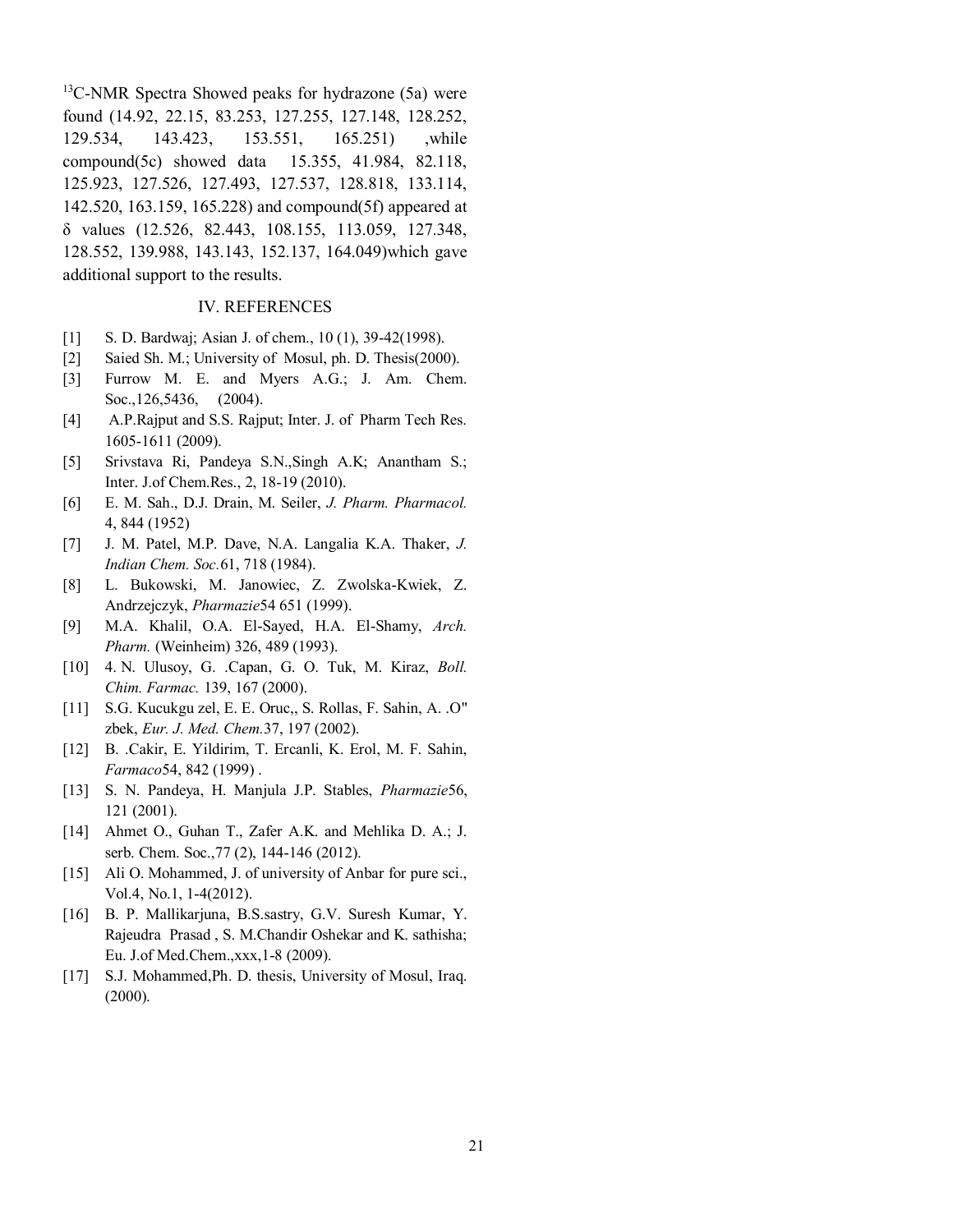$^{13}$C-NMR Spectra Showed peaks for hydrazone (5a) were found (14.92, 22.15, 83.253, 127.255, 127.148, 128.252, 129.534, 143.423, 153.551, 165.251) ,while compound(5c) showed data 15.355, 41.984, 82.118, 125.923, 127.526, 127.493, 127.537, 128.818, 133.114, 142.520, 163.159, 165.228) and compound(5f) appeared at δ values (12.526, 82.443, 108.155, 113.059, 127.348, 128.552, 139.988, 143.143, 152.137, 164.049)which gave additional support to the results.

## IV. REFERENCES

[1] S. D. Bardwaj; Asian J. of chem., 10 (1), 39-42(1998).

[2] Saied Sh. M.; University of Mosul, ph. D. Thesis(2000).

[3] Furrow M. E. and Myers A.G.; J. Am. Chem. Soc.,126,5436, (2004).

[4] A.P.Rajput and S.S. Rajput; Inter. J. of Pharm Tech Res. 1605-1611 (2009).

[5] Srivstava Ri, Pandeya S.N.,Singh A.K; Anantham S.; Inter. J.of Chem.Res., 2, 18-19 (2010).

[6] E. M. Sah., D.J. Drain, M. Seiler, *J. Pharm. Pharmacol.* 4, 844 (1952)

[7] J. M. Patel, M.P. Dave, N.A. Langalia K.A. Thaker, *J. Indian Chem. Soc.*61, 718 (1984).

[8] L. Bukowski, M. Janowiec, Z. Zwolska-Kwiek, Z. Andrzejczyk, *Pharmazie*54 651 (1999).

[9] M.A. Khalil, O.A. El-Sayed, H.A. El-Shamy, *Arch. Pharm.* (Weinheim) 326, 489 (1993).

[10] 4. N. Ulusoy, G. .Capan, G. O. Tuk, M. Kiraz, *Boll. Chim. Farmac.* 139, 167 (2000).

[11] S.G. Kucukgu zel, E. E. Oruc,, S. Rollas, F. Sahin, A. .O" zbek, *Eur. J. Med. Chem.*37, 197 (2002).

[12] B. .Cakir, E. Yildirim, T. Ercanli, K. Erol, M. F. Sahin, *Farmaco*54, 842 (1999) .

[13] S. N. Pandeya, H. Manjula J.P. Stables, *Pharmazie*56, 121 (2001).

[14] Ahmet O., Guhan T., Zafer A.K. and Mehlika D. A.; J. serb. Chem. Soc.,77 (2), 144-146 (2012).

[15] Ali O. Mohammed, J. of university of Anbar for pure sci., Vol.4, No.1, 1-4(2012).

[16] B. P. Mallikarjuna, B.S.sastry, G.V. Suresh Kumar, Y. Rajeudra Prasad , S. M.Chandir Oshekar and K. sathisha; Eu. J.of Med.Chem.,xxx,1-8 (2009).

[17] S.J. Mohammed,Ph. D. thesis, University of Mosul, Iraq. (2000).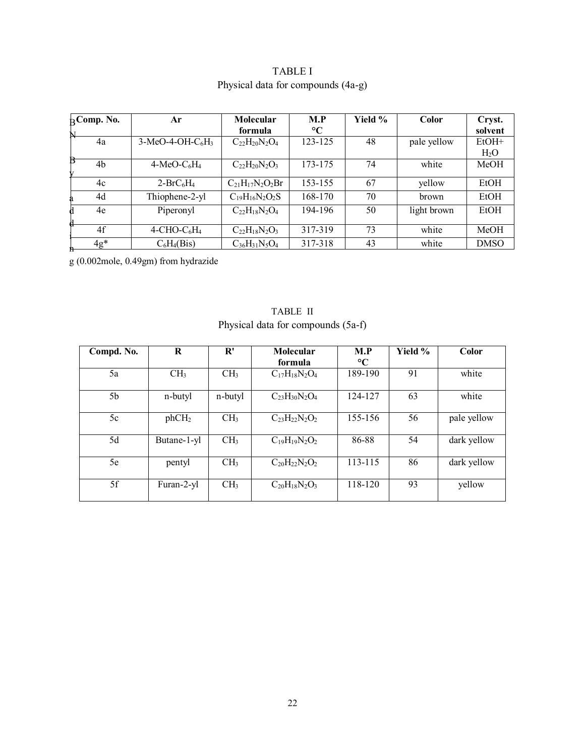TABLE I
Physical data for compounds (4a-g)

| Comp. No. | Ar | Molecular formula | M.P °C | Yield % | Color | Cryst. solvent |
|---|---|---|---|---|---|---|
| 4a | 3-MeO-4-OH-$C_6H_3$ | $C_{22}H_{20}N_2O_4$ | 123-125 | 48 | pale yellow | EtOH+ $H_2O$ |
| 4b | 4-MeO-$C_6H_4$ | $C_{22}H_{20}N_2O_3$ | 173-175 | 74 | white | MeOH |
| 4c | 2-Br$C_6H_4$ | $C_{21}H_{17}N_2O_2Br$ | 153-155 | 67 | yellow | EtOH |
| 4d | Thiophene-2-yl | $C_{19}H_{16}N_2O_2S$ | 168-170 | 70 | brown | EtOH |
| 4e | Piperonyl | $C_{22}H_{18}N_2O_4$ | 194-196 | 50 | light brown | EtOH |
| 4f | 4-CHO-$C_6H_4$ | $C_{22}H_{18}N_2O_3$ | 317-319 | 73 | white | MeOH |
| 4g* | $C_6H_4$(Bis) | $C_{36}H_{31}N_5O_4$ | 317-318 | 43 | white | DMSO |

*By adding (0.002mole, 0.49gm) from hydrazide

TABLE II
Physical data for compounds (5a-f)

| Compd. No. | R | R' | Molecular formula | M.P °C | Yield % | Color |
|---|---|---|---|---|---|---|
| 5a | $CH_3$ | $CH_3$ | $C_{17}H_{18}N_2O_4$ | 189-190 | 91 | white |
| 5b | n-butyl | n-butyl | $C_{23}H_{30}N_2O_4$ | 124-127 | 63 | white |
| 5c | ph$CH_2$ | $CH_3$ | $C_{23}H_{22}N_2O_2$ | 155-156 | 56 | pale yellow |
| 5d | Butane-1-yl | $CH_3$ | $C_{19}H_{19}N_2O_2$ | 86-88 | 54 | dark yellow |
| 5e | pentyl | $CH_3$ | $C_{20}H_{22}N_2O_2$ | 113-115 | 86 | dark yellow |
| 5f | Furan-2-yl | $CH_3$ | $C_{20}H_{18}N_2O_3$ | 118-120 | 93 | yellow |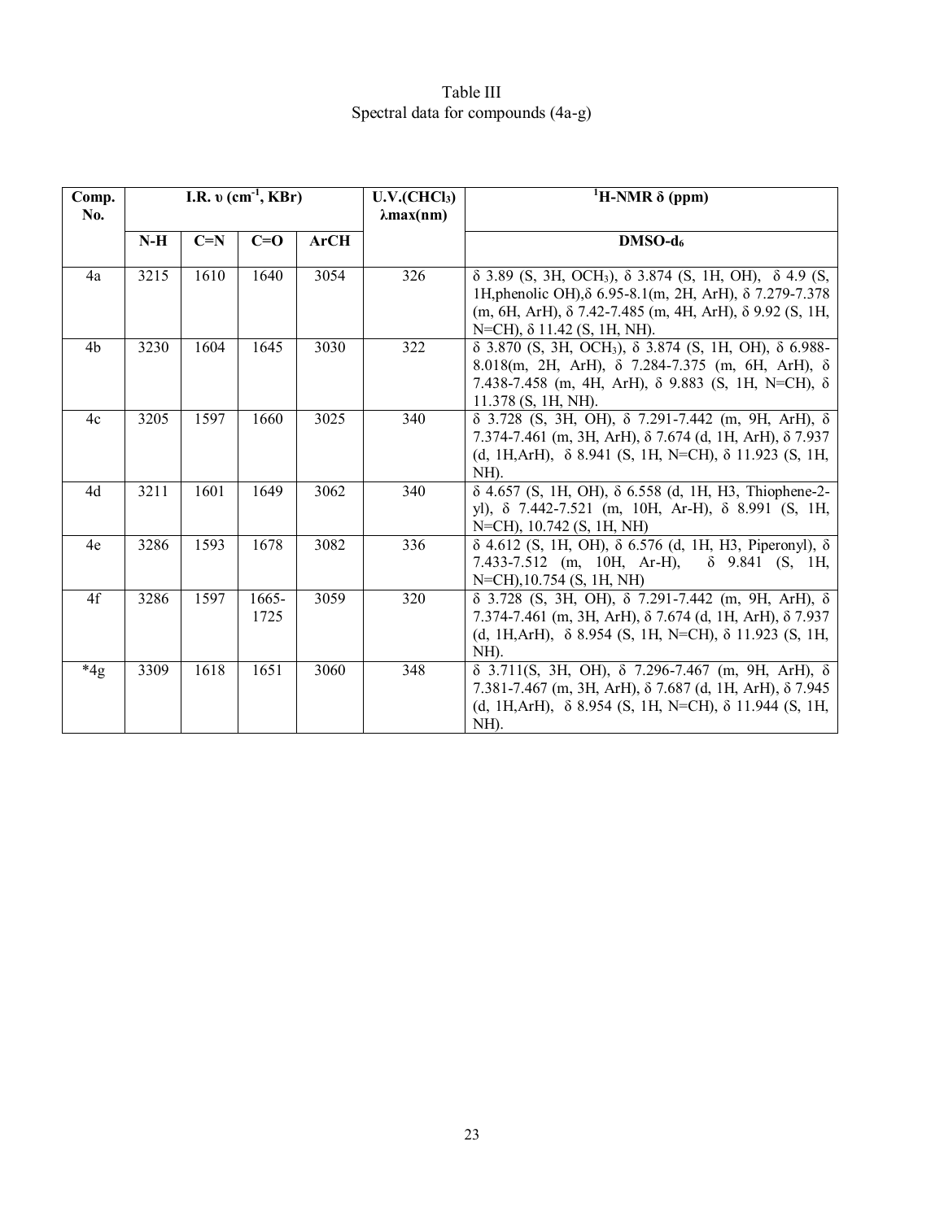Table III
Spectral data for compounds (4a-g)

| Comp. No. | I.R. υ (cm$^{-1}$, KBr) | | | | U.V.($CHCl_3$) λmax(nm) | $^1$H-NMR δ (ppm) |
|---|---|---|---|---|---|---|
| | N-H | C=N | C=O | ArCH | | DMSO-d$_6$ |
| 4a | 3215 | 1610 | 1640 | 3054 | 326 | δ 3.89 (S, 3H, $OCH_3$), δ 3.874 (S, 1H, OH), δ 4.9 (S, 1H,phenolic OH),δ 6.95-8.1(m, 2H, ArH), δ 7.279-7.378 (m, 6H, ArH), δ 7.42-7.485 (m, 4H, ArH), δ 9.92 (S, 1H, N=CH), δ 11.42 (S, 1H, NH). |
| 4b | 3230 | 1604 | 1645 | 3030 | 322 | δ 3.870 (S, 3H, $OCH_3$), δ 3.874 (S, 1H, OH), δ 6.988-8.018(m, 2H, ArH), δ 7.284-7.375 (m, 6H, ArH), δ 7.438-7.458 (m, 4H, ArH), δ 9.883 (S, 1H, N=CH), δ 11.378 (S, 1H, NH). |
| 4c | 3205 | 1597 | 1660 | 3025 | 340 | δ 3.728 (S, 3H, OH), δ 7.291-7.442 (m, 9H, ArH), δ 7.374-7.461 (m, 3H, ArH), δ 7.674 (d, 1H, ArH), δ 7.937 (d, 1H,ArH), δ 8.941 (S, 1H, N=CH), δ 11.923 (S, 1H, NH). |
| 4d | 3211 | 1601 | 1649 | 3062 | 340 | δ 4.657 (S, 1H, OH), δ 6.558 (d, 1H, H3, Thiophene-2-yl), δ 7.442-7.521 (m, 10H, Ar-H), δ 8.991 (S, 1H, N=CH), 10.742 (S, 1H, NH) |
| 4e | 3286 | 1593 | 1678 | 3082 | 336 | δ 4.612 (S, 1H, OH), δ 6.576 (d, 1H, H3, Piperonyl), δ 7.433-7.512 (m, 10H, Ar-H), δ 9.841 (S, 1H, N=CH),10.754 (S, 1H, NH) |
| 4f | 3286 | 1597 | 1665-1725 | 3059 | 320 | δ 3.728 (S, 3H, OH), δ 7.291-7.442 (m, 9H, ArH), δ 7.374-7.461 (m, 3H, ArH), δ 7.674 (d, 1H, ArH), δ 7.937 (d, 1H,ArH), δ 8.954 (S, 1H, N=CH), δ 11.923 (S, 1H, NH). |
| *4g | 3309 | 1618 | 1651 | 3060 | 348 | δ 3.711(S, 3H, OH), δ 7.296-7.467 (m, 9H, ArH), δ 7.381-7.467 (m, 3H, ArH), δ 7.687 (d, 1H, ArH), δ 7.945 (d, 1H,ArH), δ 8.954 (S, 1H, N=CH), δ 11.944 (S, 1H, NH). |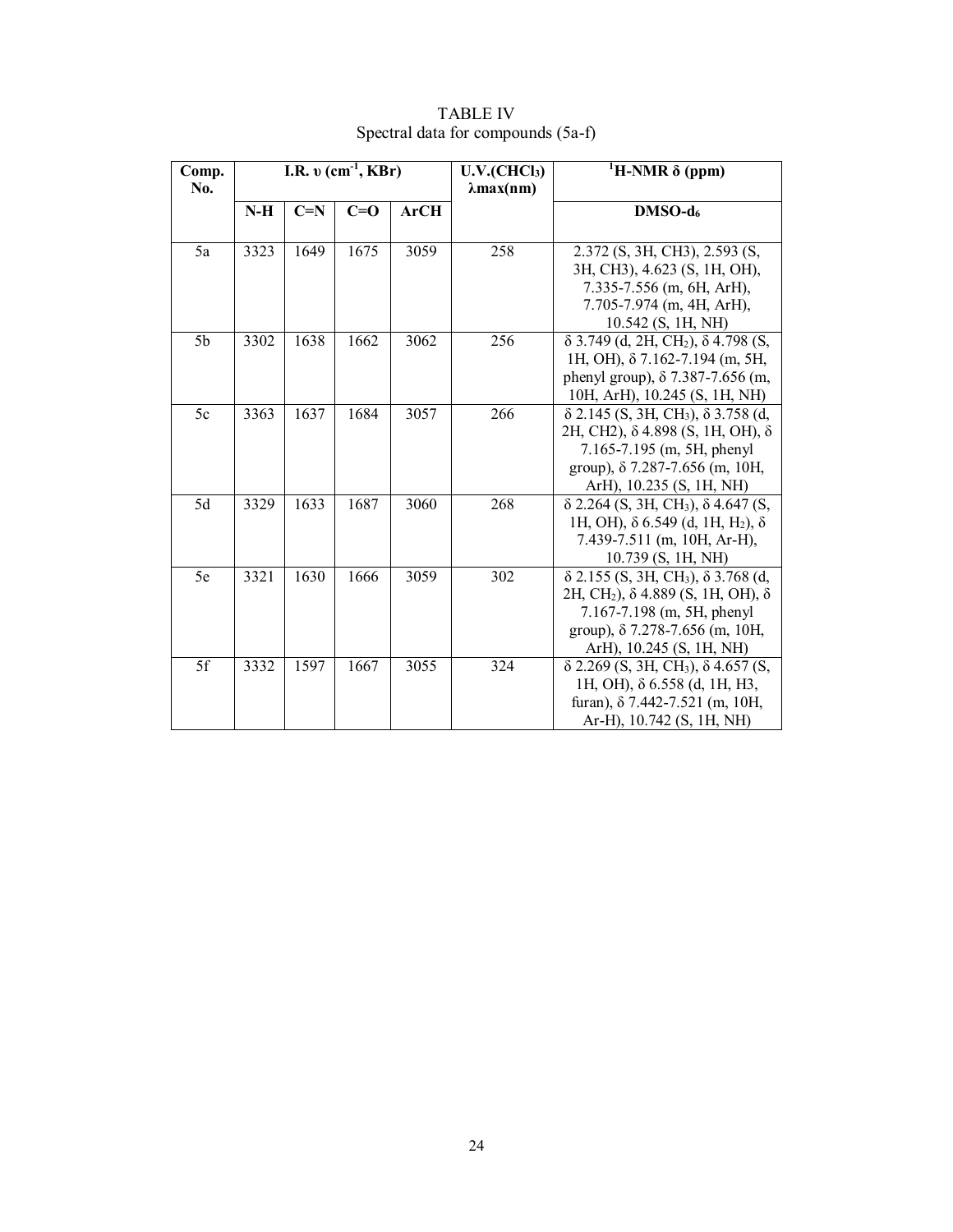TABLE IV
Spectral data for compounds (5a-f)

| Comp. No. | I.R. υ ($cm^{-1}$, KBr) | | | | U.V.($CHCl_3$) λmax(nm) | $^1$H-NMR δ (ppm) |
|---|---|---|---|---|---|---|
| | N-H | C=N | C=O | ArCH | | DMSO-$d_6$ |
| 5a | 3323 | 1649 | 1675 | 3059 | 258 | 2.372 (S, 3H, CH3), 2.593 (S, 3H, CH3), 4.623 (S, 1H, OH), 7.335-7.556 (m, 6H, ArH), 7.705-7.974 (m, 4H, ArH), 10.542 (S, 1H, NH) |
| 5b | 3302 | 1638 | 1662 | 3062 | 256 | δ 3.749 (d, 2H, $CH_2$), δ 4.798 (S, 1H, OH), δ 7.162-7.194 (m, 5H, phenyl group), δ 7.387-7.656 (m, 10H, ArH), 10.245 (S, 1H, NH) |
| 5c | 3363 | 1637 | 1684 | 3057 | 266 | δ 2.145 (S, 3H, $CH_3$), δ 3.758 (d, 2H, CH2), δ 4.898 (S, 1H, OH), δ 7.165-7.195 (m, 5H, phenyl group), δ 7.287-7.656 (m, 10H, ArH), 10.235 (S, 1H, NH) |
| 5d | 3329 | 1633 | 1687 | 3060 | 268 | δ 2.264 (S, 3H, $CH_3$), δ 4.647 (S, 1H, OH), δ 6.549 (d, 1H, $H_2$), δ 7.439-7.511 (m, 10H, Ar-H), 10.739 (S, 1H, NH) |
| 5e | 3321 | 1630 | 1666 | 3059 | 302 | δ 2.155 (S, 3H, $CH_3$), δ 3.768 (d, 2H, $CH_2$), δ 4.889 (S, 1H, OH), δ 7.167-7.198 (m, 5H, phenyl group), δ 7.278-7.656 (m, 10H, ArH), 10.245 (S, 1H, NH) |
| 5f | 3332 | 1597 | 1667 | 3055 | 324 | δ 2.269 (S, 3H, $CH_3$), δ 4.657 (S, 1H, OH), δ 6.558 (d, 1H, H3, furan), δ 7.442-7.521 (m, 10H, Ar-H), 10.742 (S, 1H, NH) |